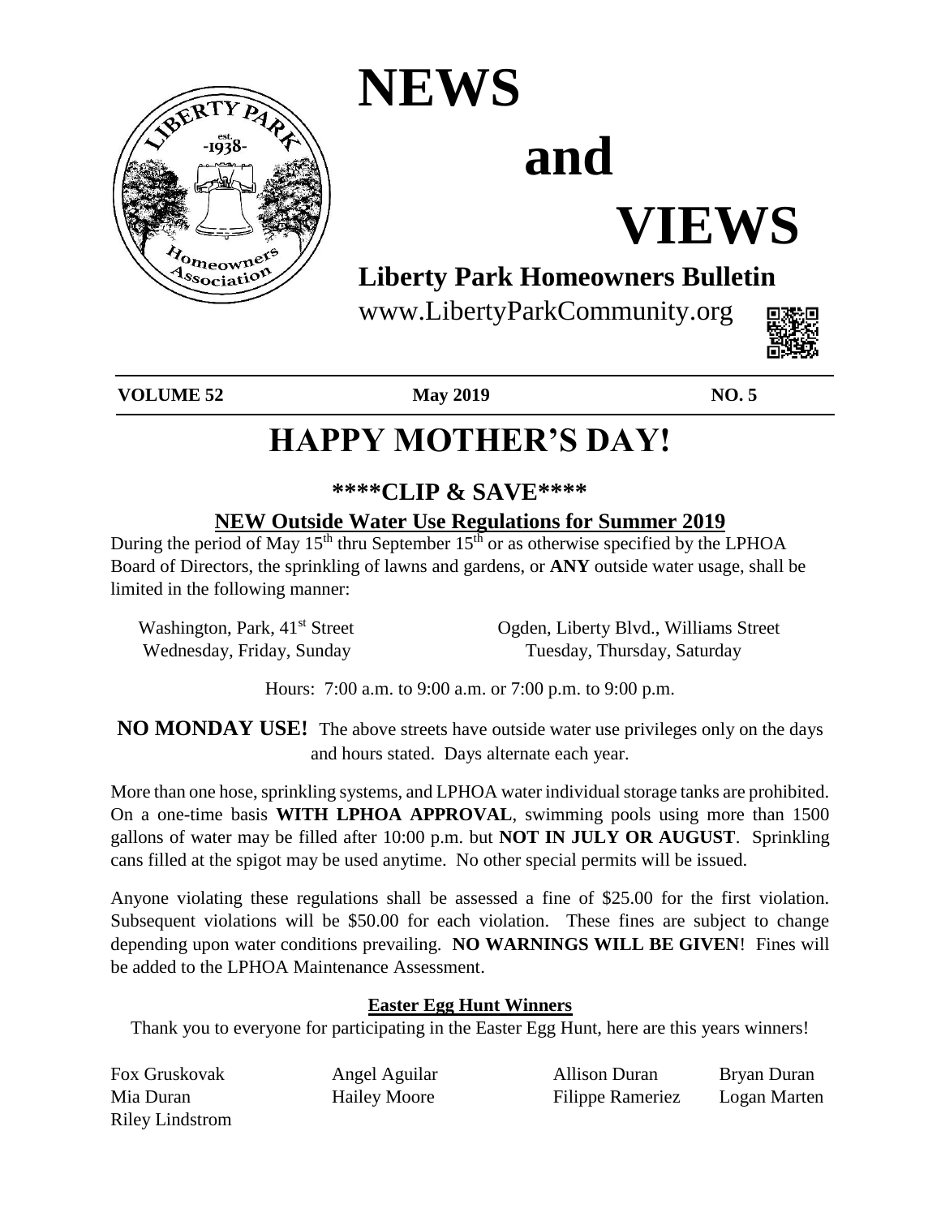# NEWS and VIEWS

## Liberty Park Homeowners Bulletin

www.LibertyParkCommunity.org

**VOLUME 52** **May 2019** **NO. 5**

# HAPPY MOTHER'S DAY!

### \*\*\*\*CLIP & SAVE\*\*\*\*

### NEW Outside Water Use Regulations for Summer 2019

During the period of May 15th thru September 15th or as otherwise specified by the LPHOA Board of Directors, the sprinkling of lawns and gardens, or **ANY** outside water usage, shall be limited in the following manner:

| Washington, Park, 41st Street | Ogden, Liberty Blvd., Williams Street |
|---|---|
| Wednesday, Friday, Sunday | Tuesday, Thursday, Saturday |

Hours: 7:00 a.m. to 9:00 a.m. or 7:00 p.m. to 9:00 p.m.

**NO MONDAY USE!** The above streets have outside water use privileges only on the days and hours stated. Days alternate each year.

More than one hose, sprinkling systems, and LPHOA water individual storage tanks are prohibited. On a one-time basis **WITH LPHOA APPROVAL**, swimming pools using more than 1500 gallons of water may be filled after 10:00 p.m. but **NOT IN JULY OR AUGUST**. Sprinkling cans filled at the spigot may be used anytime. No other special permits will be issued.

Anyone violating these regulations shall be assessed a fine of $25.00 for the first violation. Subsequent violations will be $50.00 for each violation. These fines are subject to change depending upon water conditions prevailing. **NO WARNINGS WILL BE GIVEN**! Fines will be added to the LPHOA Maintenance Assessment.

### Easter Egg Hunt Winners

Thank you to everyone for participating in the Easter Egg Hunt, here are this years winners!

| | | | |
|---|---|---|---|
| Fox Gruskovak | Angel Aguilar | Allison Duran | Bryan Duran |
| Mia Duran | Hailey Moore | Filippe Rameriez | Logan Marten |
| Riley Lindstrom | | | |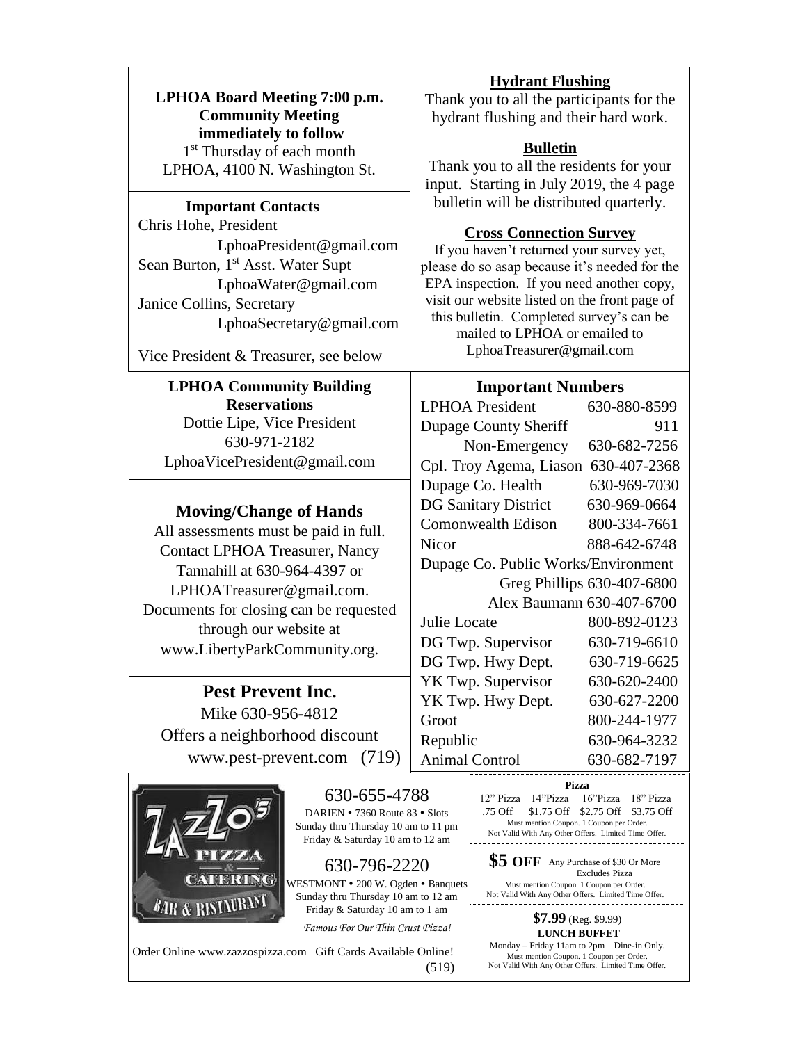**LPHOA Board Meeting 7:00 p.m.**
**Community Meeting immediately to follow**
1st Thursday of each month
LPHOA, 4100 N. Washington St.

**Important Contacts**

Chris Hohe, President
LphoaPresident@gmail.com
Sean Burton, 1st Asst. Water Supt
LphoaWater@gmail.com
Janice Collins, Secretary
LphoaSecretary@gmail.com

Vice President & Treasurer, see below

**LPHOA Community Building Reservations**
Dottie Lipe, Vice President
630-971-2182
LphoaVicePresident@gmail.com

## Moving/Change of Hands

All assessments must be paid in full. Contact LPHOA Treasurer, Nancy Tannahill at 630-964-4397 or LPHOATreasurer@gmail.com. Documents for closing can be requested through our website at www.LibertyParkCommunity.org.

## Pest Prevent Inc.

Mike 630-956-4812
Offers a neighborhood discount
www.pest-prevent.com (719)

## Hydrant Flushing

Thank you to all the participants for the hydrant flushing and their hard work.

## Bulletin

Thank you to all the residents for your input. Starting in July 2019, the 4 page bulletin will be distributed quarterly.

## Cross Connection Survey

If you haven't returned your survey yet, please do so asap because it's needed for the EPA inspection. If you need another copy, visit our website listed on the front page of this bulletin. Completed survey's can be mailed to LPHOA or emailed to LphoaTreasurer@gmail.com

## Important Numbers

| | |
|---|---|
| LPHOA President | 630-880-8599 |
| Dupage County Sheriff | 911 |
| Non-Emergency | 630-682-7256 |
| Cpl. Troy Agema, Liason | 630-407-2368 |
| Dupage Co. Health | 630-969-7030 |
| DG Sanitary District | 630-969-0664 |
| Comonwealth Edison | 800-334-7661 |
| Nicor | 888-642-6748 |
| Dupage Co. Public Works/Environment | |
| Greg Phillips | 630-407-6800 |
| Alex Baumann | 630-407-6700 |
| Julie Locate | 800-892-0123 |
| DG Twp. Supervisor | 630-719-6610 |
| DG Twp. Hwy Dept. | 630-719-6625 |
| YK Twp. Supervisor | 630-620-2400 |
| YK Twp. Hwy Dept. | 630-627-2200 |
| Groot | 800-244-1977 |
| Republic | 630-964-3232 |
| Animal Control | 630-682-7197 |

**LaZZo's PIZZA & CATERING BAR & RISTAURANT**

630-655-4788
DARIEN • 7360 Route 83 • Slots
Sunday thru Thursday 10 am to 11 pm
Friday & Saturday 10 am to 12 am

630-796-2220
WESTMONT • 200 W. Ogden • Banquets
Sunday thru Thursday 10 am to 12 am
Friday & Saturday 10 am to 1 am

*Famous For Our Thin Crust Pizza!*

Order Online www.zazzospizza.com Gift Cards Available Online!
(519)

**Pizza**

| 12" Pizza | 14" Pizza | 16" Pizza | 18" Pizza |
|---|---|---|---|
| .75 Off | $1.75 Off | $2.75 Off | $3.75 Off |

Must mention Coupon. 1 Coupon per Order.
Not Valid With Any Other Offers. Limited Time Offer.

**$5 OFF** Any Purchase of $30 Or More
Excludes Pizza
Must mention Coupon. 1 Coupon per Order.
Not Valid With Any Other Offers. Limited Time Offer.

**$7.99** (Reg. $9.99)
**LUNCH BUFFET**
Monday – Friday 11am to 2pm Dine-in Only.
Must mention Coupon. 1 Coupon per Order.
Not Valid With Any Other Offers. Limited Time Offer.